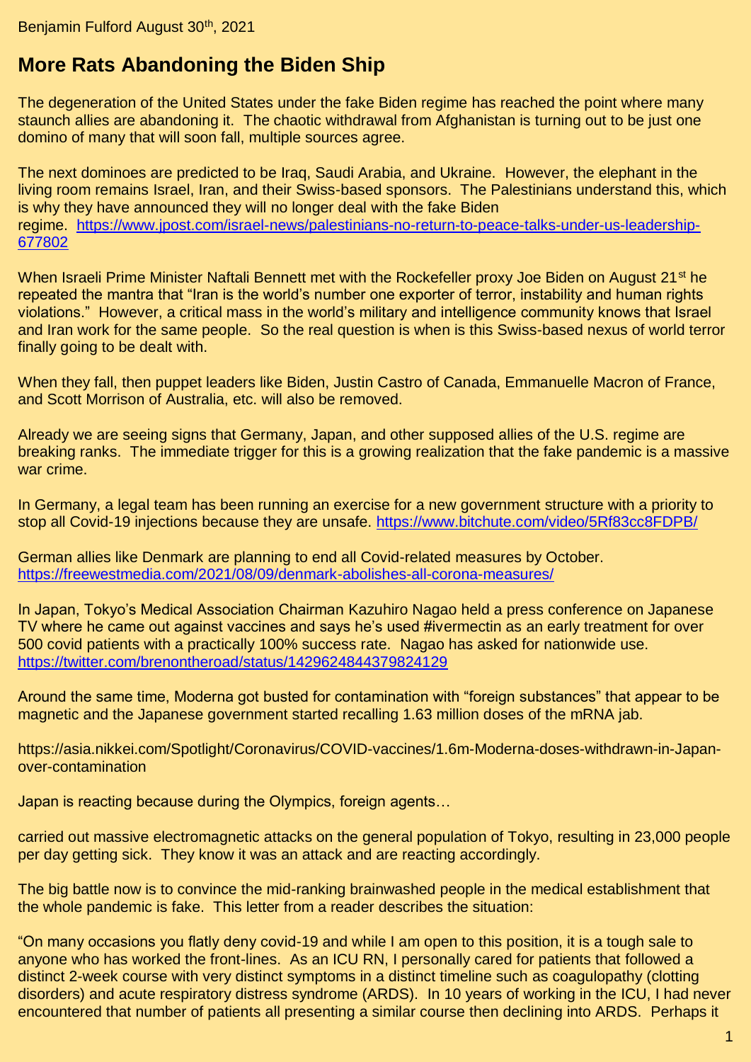Benjamin Fulford August 30th, 2021

# More Rats Abandoning the Biden Ship

The degeneration of the United States under the fake Biden regime has reached the point where many staunch allies are abandoning it. The chaotic withdrawal from Afghanistan is turning out to be just one domino of many that will soon fall, multiple sources agree.

The next dominoes are predicted to be Iraq, Saudi Arabia, and Ukraine. However, the elephant in the living room remains Israel, Iran, and their Swiss-based sponsors. The Palestinians understand this, which is why they have announced they will no longer deal with the fake Biden regime. https://www.jpost.com/israel-news/palestinians-no-return-to-peace-talks-under-us-leadership-677802

When Israeli Prime Minister Naftali Bennett met with the Rockefeller proxy Joe Biden on August 21st he repeated the mantra that "Iran is the world's number one exporter of terror, instability and human rights violations." However, a critical mass in the world's military and intelligence community knows that Israel and Iran work for the same people. So the real question is when is this Swiss-based nexus of world terror finally going to be dealt with.

When they fall, then puppet leaders like Biden, Justin Castro of Canada, Emmanuelle Macron of France, and Scott Morrison of Australia, etc. will also be removed.

Already we are seeing signs that Germany, Japan, and other supposed allies of the U.S. regime are breaking ranks. The immediate trigger for this is a growing realization that the fake pandemic is a massive war crime.

In Germany, a legal team has been running an exercise for a new government structure with a priority to stop all Covid-19 injections because they are unsafe. https://www.bitchute.com/video/5Rf83cc8FDPB/

German allies like Denmark are planning to end all Covid-related measures by October. https://freewestmedia.com/2021/08/09/denmark-abolishes-all-corona-measures/

In Japan, Tokyo's Medical Association Chairman Kazuhiro Nagao held a press conference on Japanese TV where he came out against vaccines and says he's used #ivermectin as an early treatment for over 500 covid patients with a practically 100% success rate. Nagao has asked for nationwide use. https://twitter.com/brenontheroad/status/1429624844379824129

Around the same time, Moderna got busted for contamination with "foreign substances" that appear to be magnetic and the Japanese government started recalling 1.63 million doses of the mRNA jab.

https://asia.nikkei.com/Spotlight/Coronavirus/COVID-vaccines/1.6m-Moderna-doses-withdrawn-in-Japan-over-contamination

Japan is reacting because during the Olympics, foreign agents…

carried out massive electromagnetic attacks on the general population of Tokyo, resulting in 23,000 people per day getting sick. They know it was an attack and are reacting accordingly.

The big battle now is to convince the mid-ranking brainwashed people in the medical establishment that the whole pandemic is fake. This letter from a reader describes the situation:

"On many occasions you flatly deny covid-19 and while I am open to this position, it is a tough sale to anyone who has worked the front-lines. As an ICU RN, I personally cared for patients that followed a distinct 2-week course with very distinct symptoms in a distinct timeline such as coagulopathy (clotting disorders) and acute respiratory distress syndrome (ARDS). In 10 years of working in the ICU, I had never encountered that number of patients all presenting a similar course then declining into ARDS. Perhaps it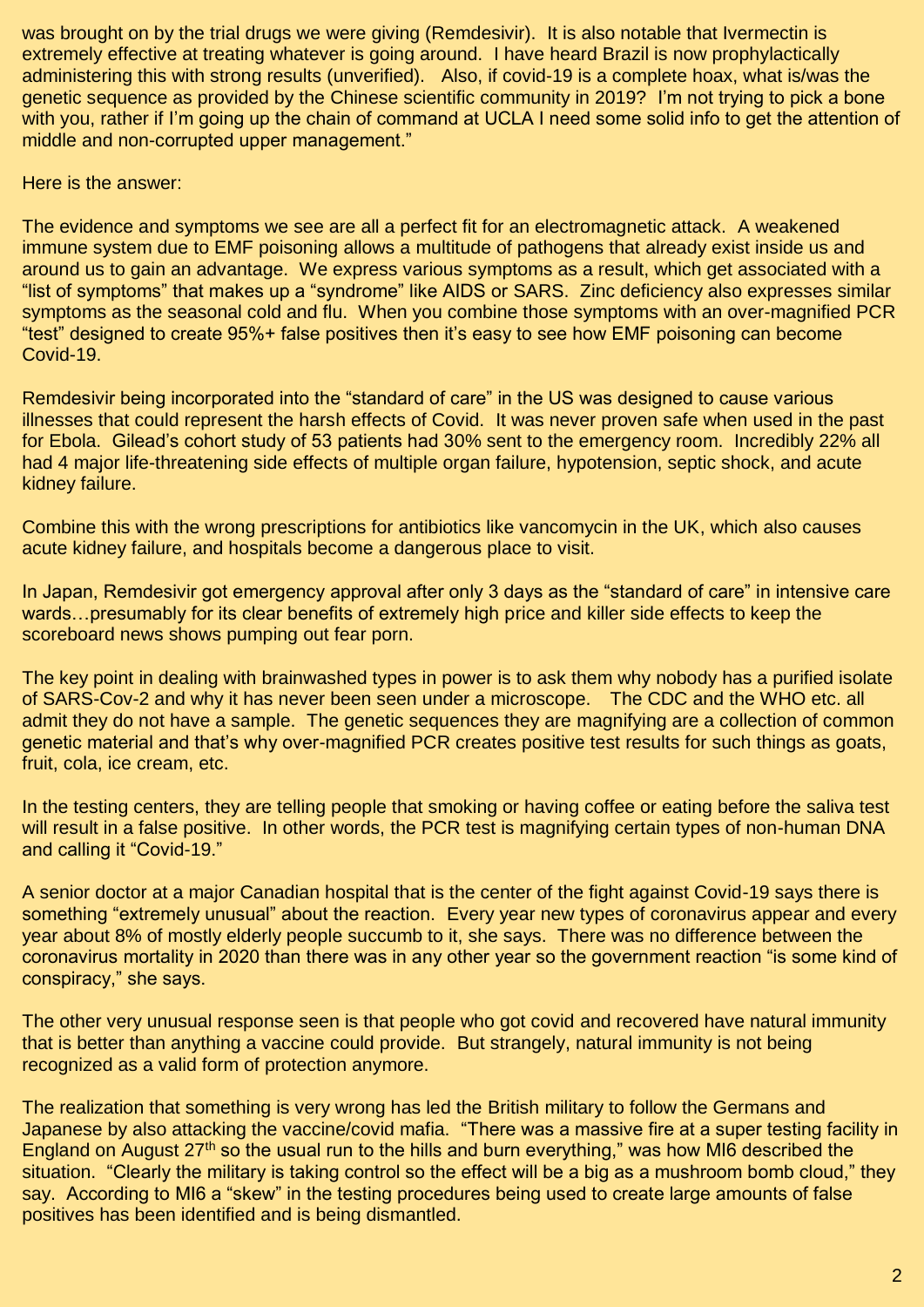was brought on by the trial drugs we were giving (Remdesivir). It is also notable that Ivermectin is extremely effective at treating whatever is going around. I have heard Brazil is now prophylactically administering this with strong results (unverified). Also, if covid-19 is a complete hoax, what is/was the genetic sequence as provided by the Chinese scientific community in 2019? I'm not trying to pick a bone with you, rather if I'm going up the chain of command at UCLA I need some solid info to get the attention of middle and non-corrupted upper management."

Here is the answer:

The evidence and symptoms we see are all a perfect fit for an electromagnetic attack. A weakened immune system due to EMF poisoning allows a multitude of pathogens that already exist inside us and around us to gain an advantage. We express various symptoms as a result, which get associated with a "list of symptoms" that makes up a "syndrome" like AIDS or SARS. Zinc deficiency also expresses similar symptoms as the seasonal cold and flu. When you combine those symptoms with an over-magnified PCR "test" designed to create 95%+ false positives then it's easy to see how EMF poisoning can become Covid-19.

Remdesivir being incorporated into the "standard of care" in the US was designed to cause various illnesses that could represent the harsh effects of Covid. It was never proven safe when used in the past for Ebola. Gilead's cohort study of 53 patients had 30% sent to the emergency room. Incredibly 22% all had 4 major life-threatening side effects of multiple organ failure, hypotension, septic shock, and acute kidney failure.

Combine this with the wrong prescriptions for antibiotics like vancomycin in the UK, which also causes acute kidney failure, and hospitals become a dangerous place to visit.

In Japan, Remdesivir got emergency approval after only 3 days as the "standard of care" in intensive care wards…presumably for its clear benefits of extremely high price and killer side effects to keep the scoreboard news shows pumping out fear porn.

The key point in dealing with brainwashed types in power is to ask them why nobody has a purified isolate of SARS-Cov-2 and why it has never been seen under a microscope. The CDC and the WHO etc. all admit they do not have a sample. The genetic sequences they are magnifying are a collection of common genetic material and that's why over-magnified PCR creates positive test results for such things as goats, fruit, cola, ice cream, etc.

In the testing centers, they are telling people that smoking or having coffee or eating before the saliva test will result in a false positive. In other words, the PCR test is magnifying certain types of non-human DNA and calling it "Covid-19."

A senior doctor at a major Canadian hospital that is the center of the fight against Covid-19 says there is something "extremely unusual" about the reaction. Every year new types of coronavirus appear and every year about 8% of mostly elderly people succumb to it, she says. There was no difference between the coronavirus mortality in 2020 than there was in any other year so the government reaction "is some kind of conspiracy," she says.

The other very unusual response seen is that people who got covid and recovered have natural immunity that is better than anything a vaccine could provide. But strangely, natural immunity is not being recognized as a valid form of protection anymore.

The realization that something is very wrong has led the British military to follow the Germans and Japanese by also attacking the vaccine/covid mafia. "There was a massive fire at a super testing facility in England on August 27th so the usual run to the hills and burn everything," was how MI6 described the situation. "Clearly the military is taking control so the effect will be a big as a mushroom bomb cloud," they say. According to MI6 a "skew" in the testing procedures being used to create large amounts of false positives has been identified and is being dismantled.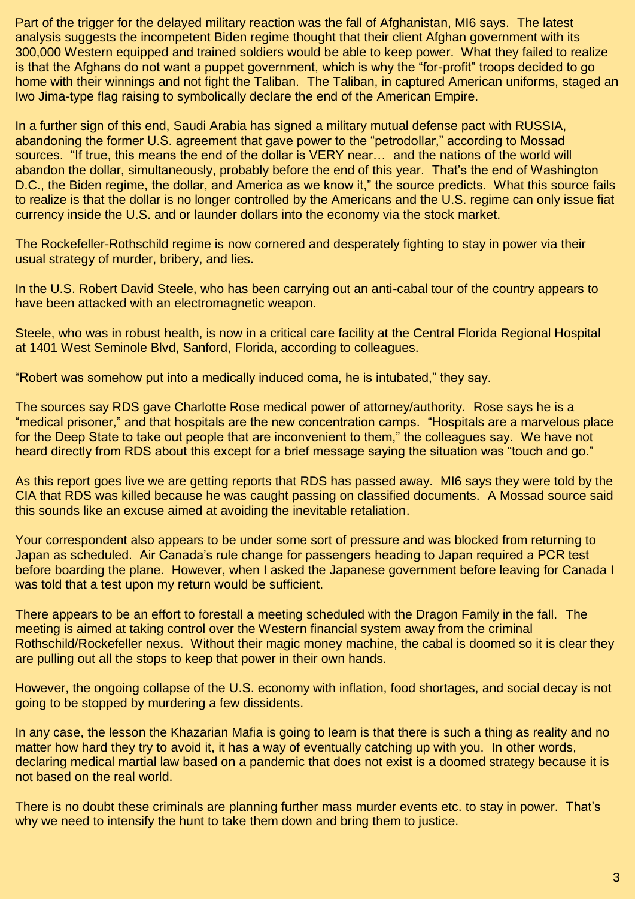Part of the trigger for the delayed military reaction was the fall of Afghanistan, MI6 says. The latest analysis suggests the incompetent Biden regime thought that their client Afghan government with its 300,000 Western equipped and trained soldiers would be able to keep power. What they failed to realize is that the Afghans do not want a puppet government, which is why the "for-profit" troops decided to go home with their winnings and not fight the Taliban. The Taliban, in captured American uniforms, staged an Iwo Jima-type flag raising to symbolically declare the end of the American Empire.

In a further sign of this end, Saudi Arabia has signed a military mutual defense pact with RUSSIA, abandoning the former U.S. agreement that gave power to the "petrodollar," according to Mossad sources. "If true, this means the end of the dollar is VERY near… and the nations of the world will abandon the dollar, simultaneously, probably before the end of this year. That's the end of Washington D.C., the Biden regime, the dollar, and America as we know it," the source predicts. What this source fails to realize is that the dollar is no longer controlled by the Americans and the U.S. regime can only issue fiat currency inside the U.S. and or launder dollars into the economy via the stock market.

The Rockefeller-Rothschild regime is now cornered and desperately fighting to stay in power via their usual strategy of murder, bribery, and lies.

In the U.S. Robert David Steele, who has been carrying out an anti-cabal tour of the country appears to have been attacked with an electromagnetic weapon.

Steele, who was in robust health, is now in a critical care facility at the Central Florida Regional Hospital at 1401 West Seminole Blvd, Sanford, Florida, according to colleagues.

"Robert was somehow put into a medically induced coma, he is intubated," they say.

The sources say RDS gave Charlotte Rose medical power of attorney/authority. Rose says he is a "medical prisoner," and that hospitals are the new concentration camps. "Hospitals are a marvelous place for the Deep State to take out people that are inconvenient to them," the colleagues say. We have not heard directly from RDS about this except for a brief message saying the situation was "touch and go."

As this report goes live we are getting reports that RDS has passed away. MI6 says they were told by the CIA that RDS was killed because he was caught passing on classified documents. A Mossad source said this sounds like an excuse aimed at avoiding the inevitable retaliation.

Your correspondent also appears to be under some sort of pressure and was blocked from returning to Japan as scheduled. Air Canada's rule change for passengers heading to Japan required a PCR test before boarding the plane. However, when I asked the Japanese government before leaving for Canada I was told that a test upon my return would be sufficient.

There appears to be an effort to forestall a meeting scheduled with the Dragon Family in the fall. The meeting is aimed at taking control over the Western financial system away from the criminal Rothschild/Rockefeller nexus. Without their magic money machine, the cabal is doomed so it is clear they are pulling out all the stops to keep that power in their own hands.

However, the ongoing collapse of the U.S. economy with inflation, food shortages, and social decay is not going to be stopped by murdering a few dissidents.

In any case, the lesson the Khazarian Mafia is going to learn is that there is such a thing as reality and no matter how hard they try to avoid it, it has a way of eventually catching up with you. In other words, declaring medical martial law based on a pandemic that does not exist is a doomed strategy because it is not based on the real world.

There is no doubt these criminals are planning further mass murder events etc. to stay in power. That's why we need to intensify the hunt to take them down and bring them to justice.